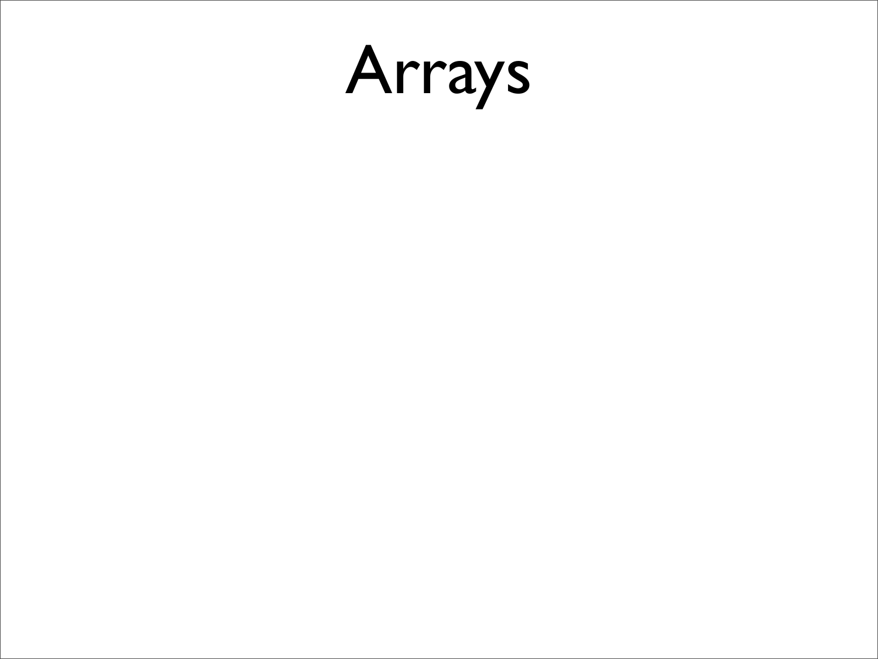# Arrays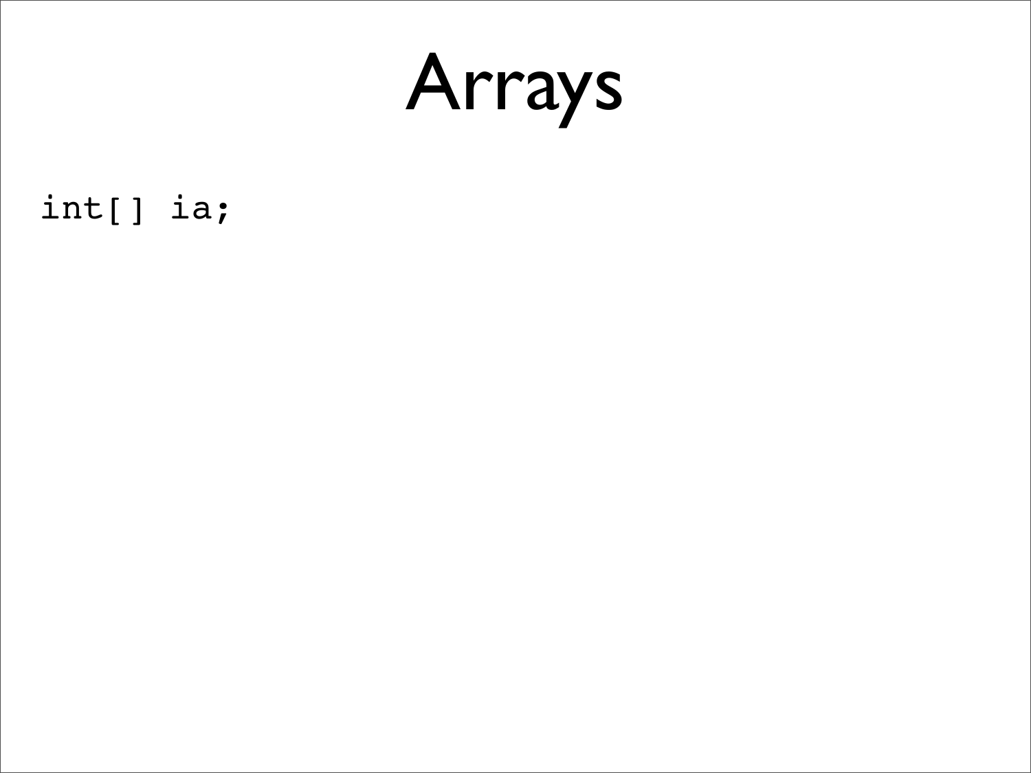# Arrays

```
int[] ia;
```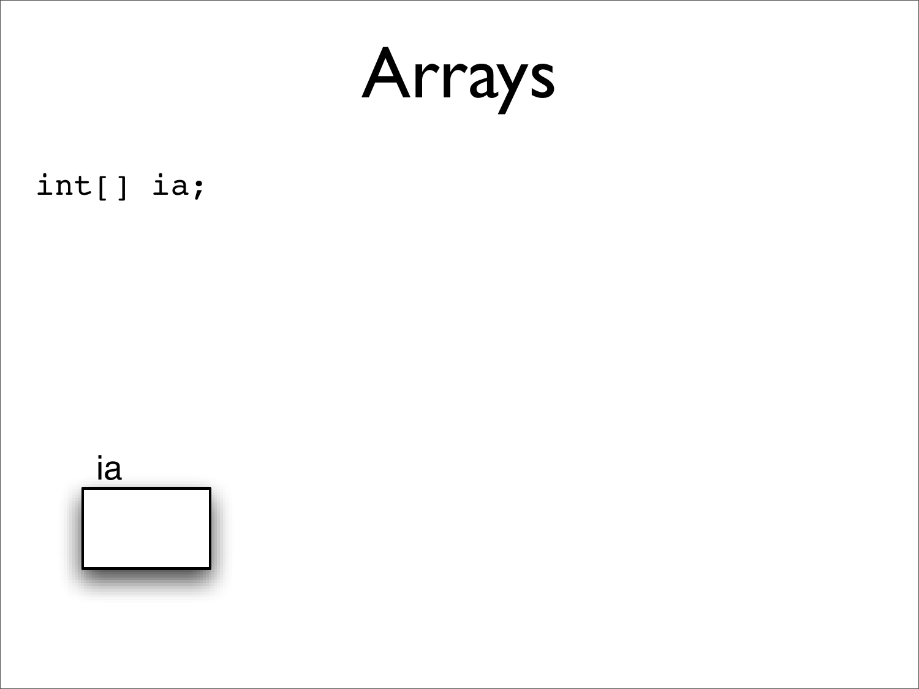# Arrays

```
int[] ia;
```

ia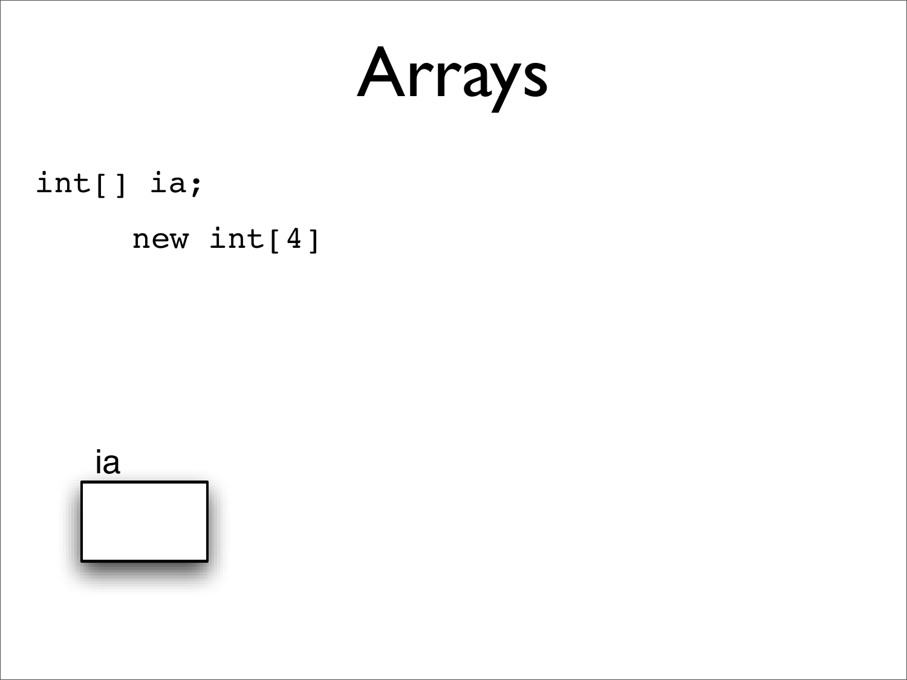# Arrays

```
int[] ia;

     new int[4]
```

ia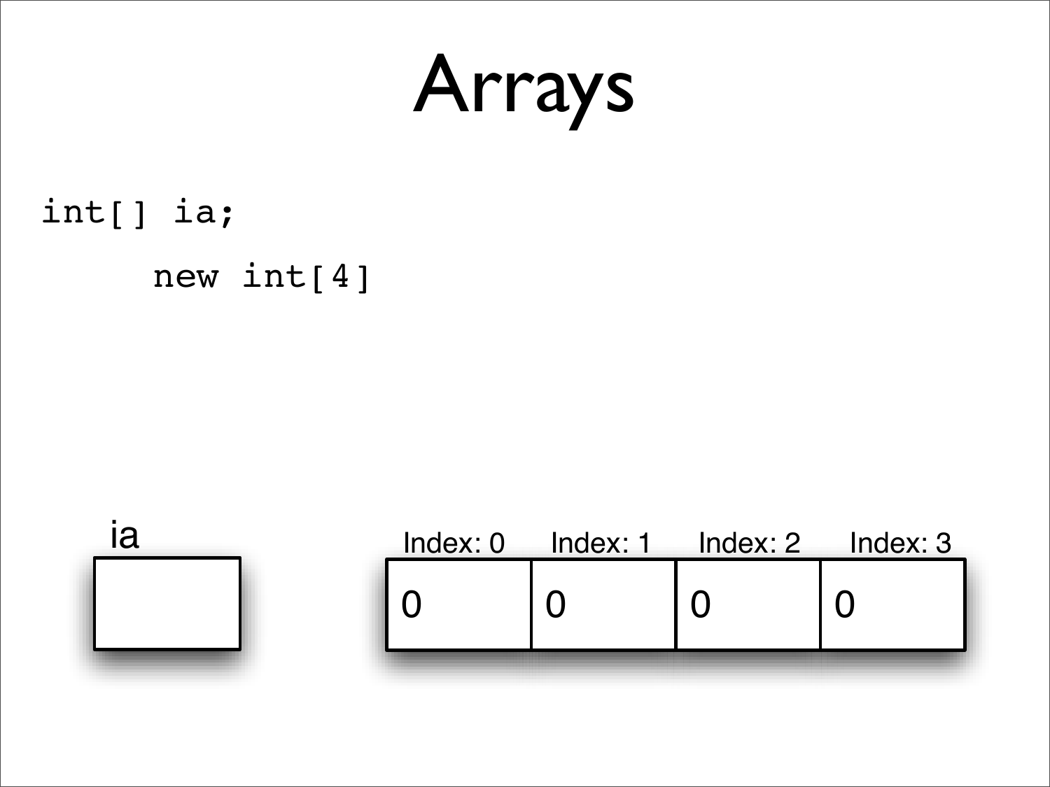# Arrays

```
int[] ia;

     new int[4]
```

ia

| Index: 0 | Index: 1 | Index: 2 | Index: 3 |
| --- | --- | --- | --- |
| 0 | 0 | 0 | 0 |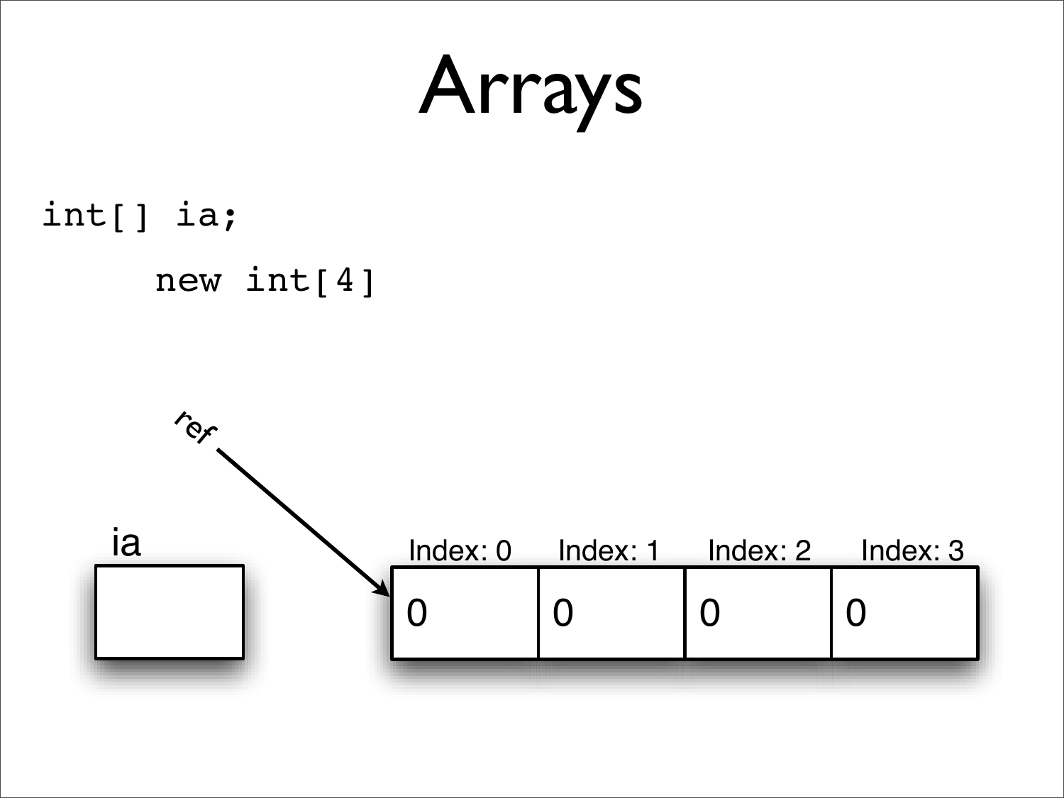# Arrays

```
int[] ia;
    new int[4]
```

ref

ia

| Index: 0 | Index: 1 | Index: 2 | Index: 3 |
| --- | --- | --- | --- |
| 0 | 0 | 0 | 0 |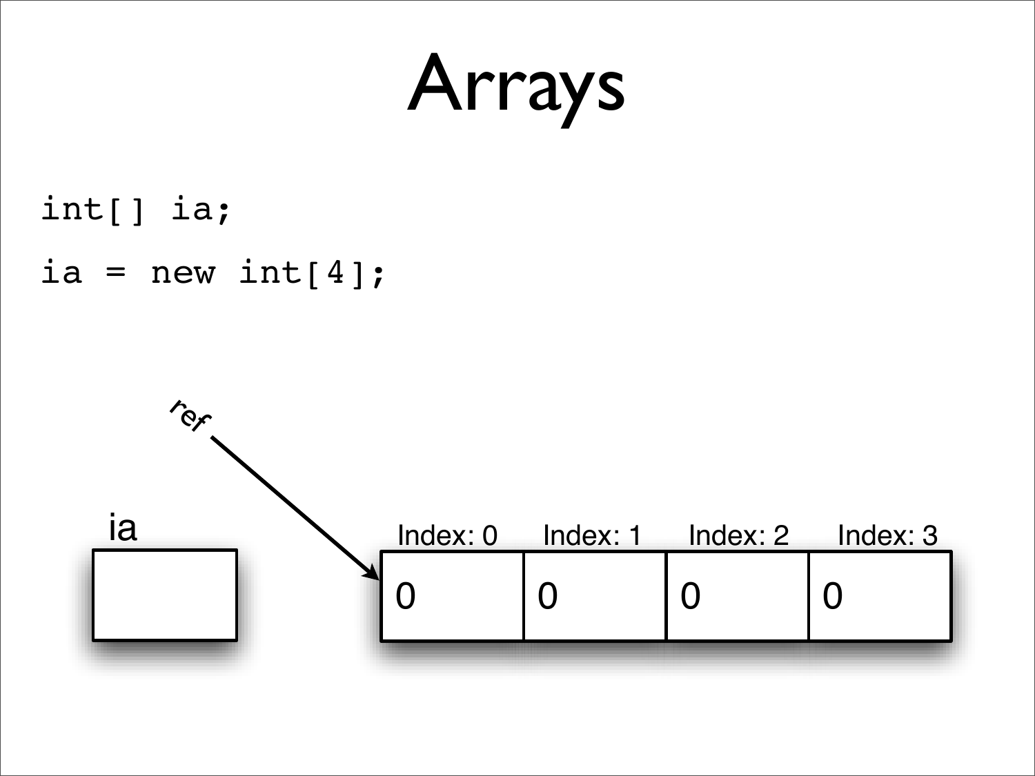# Arrays

```
int[] ia;
ia = new int[4];
```

ref

ia

| Index: 0 | Index: 1 | Index: 2 | Index: 3 |
| --- | --- | --- | --- |
| 0 | 0 | 0 | 0 |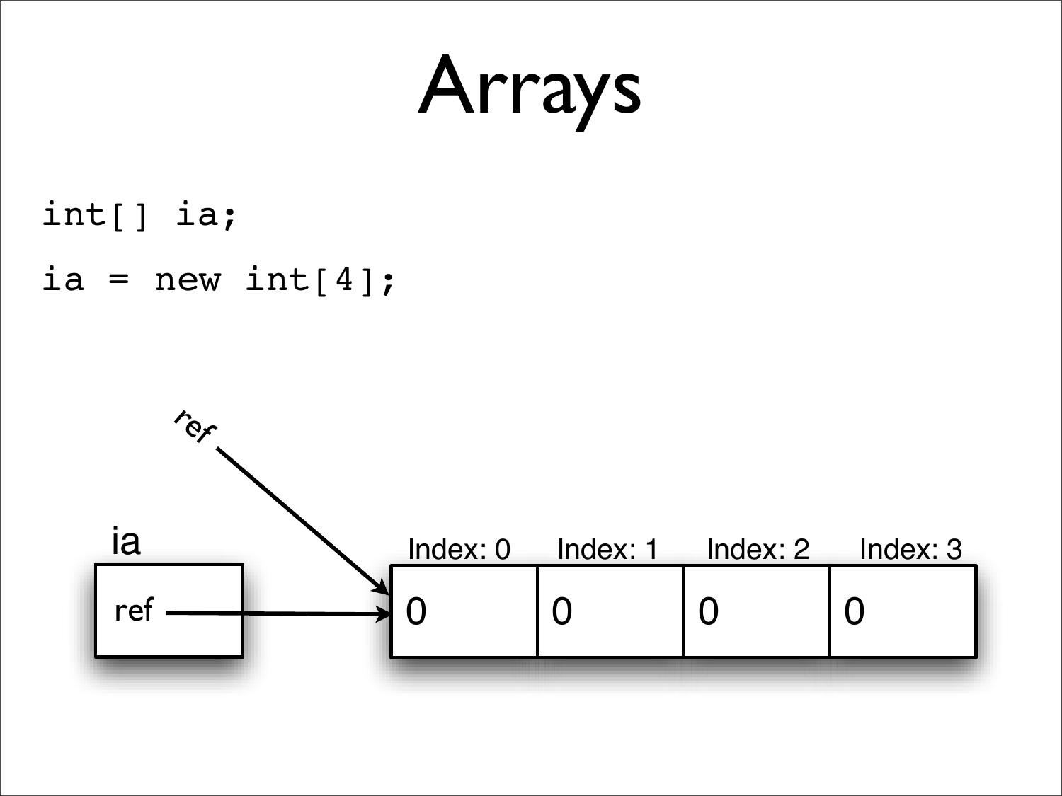# Arrays

```
int[] ia;
ia = new int[4];
```

ref

ia

| ref |
|---|

| Index: 0 | Index: 1 | Index: 2 | Index: 3 |
|---|---|---|---|
| 0 | 0 | 0 | 0 |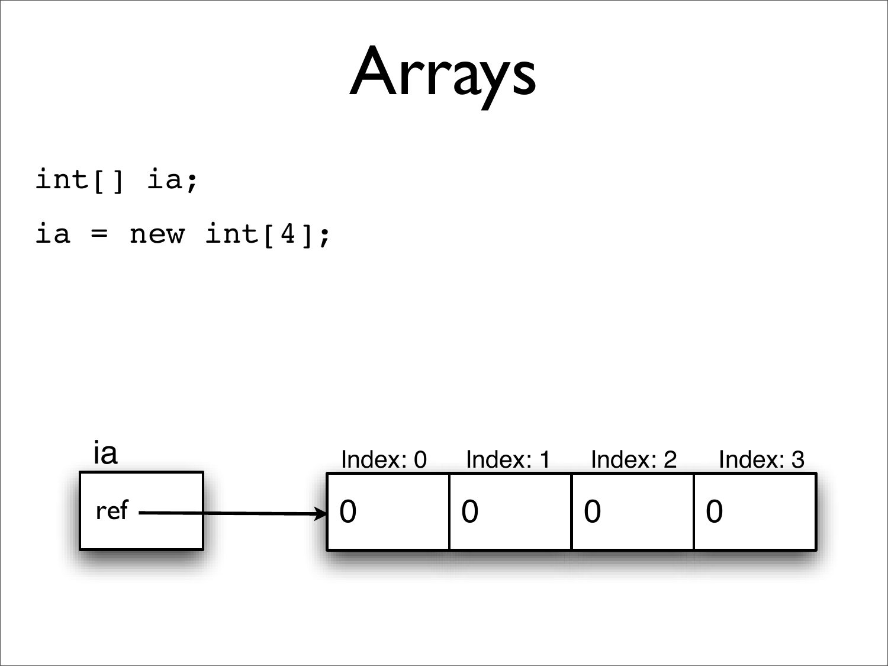# Arrays

```
int[] ia;
ia = new int[4];
```

ia

ref

| Index: 0 | Index: 1 | Index: 2 | Index: 3 |
| --- | --- | --- | --- |
| 0 | 0 | 0 | 0 |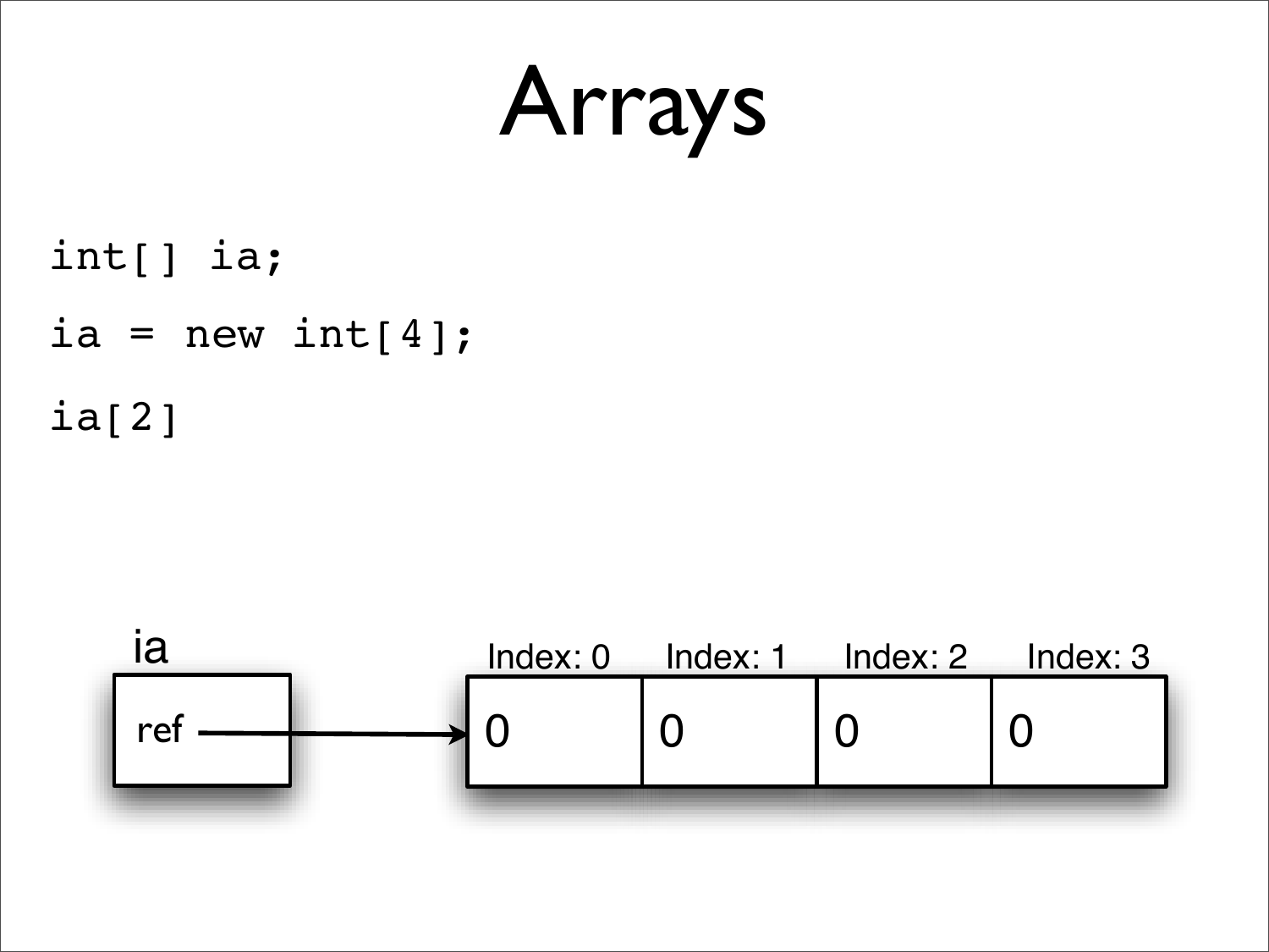# Arrays

```
int[] ia;

ia = new int[4];

ia[2]
```

ia

| ref |
|---|

| Index: 0 | Index: 1 | Index: 2 | Index: 3 |
|---|---|---|---|
| 0 | 0 | 0 | 0 |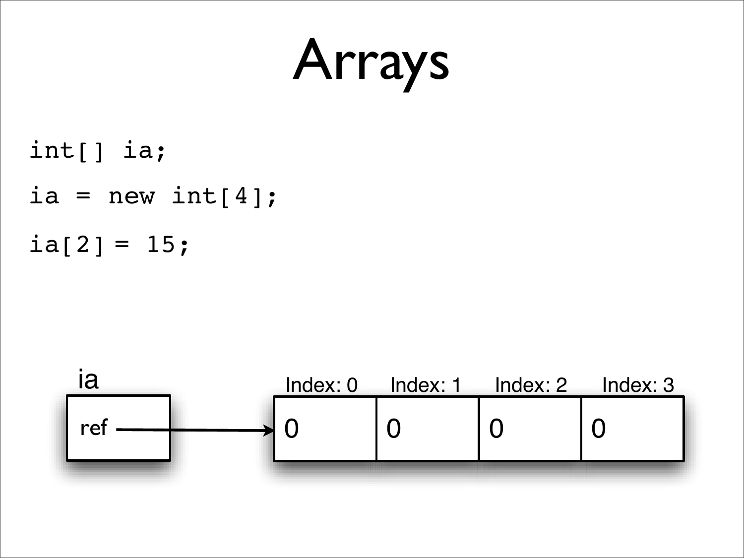# Arrays

```
int[] ia;

ia = new int[4];

ia[2] = 15;
```

ia

ref

| Index: 0 | Index: 1 | Index: 2 | Index: 3 |
|---|---|---|---|
| 0 | 0 | 0 | 0 |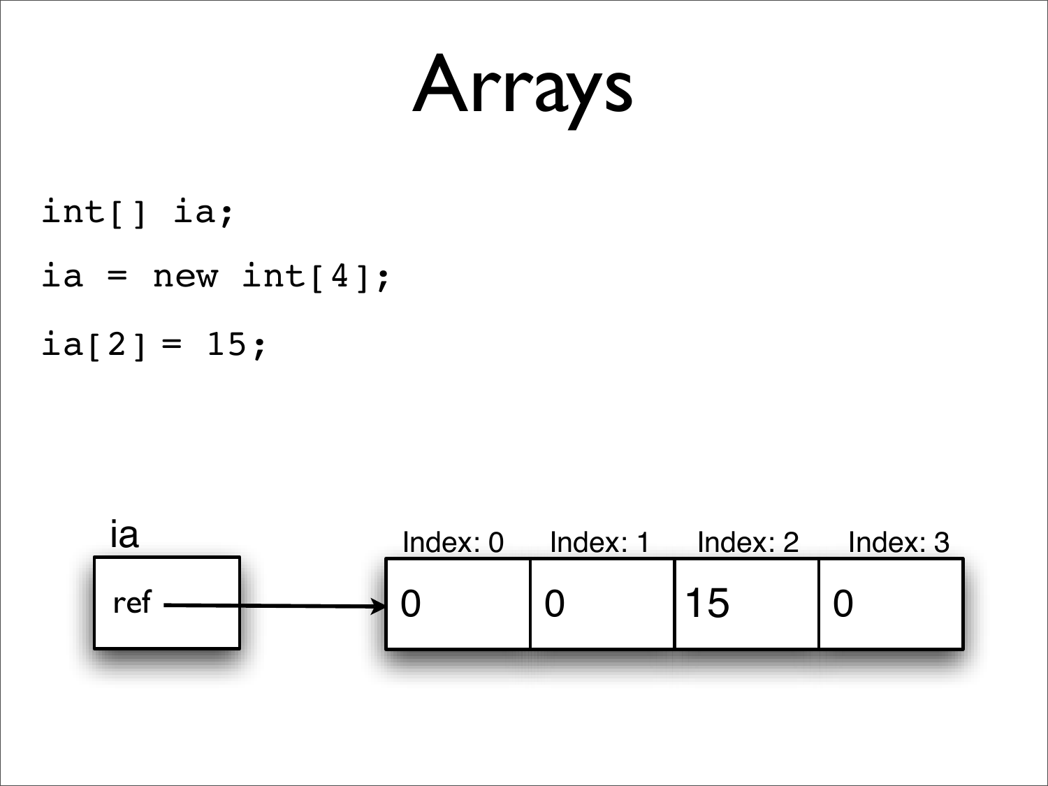# Arrays

```
int[] ia;

ia = new int[4];

ia[2] = 15;
```

ia

ref

| Index: 0 | Index: 1 | Index: 2 | Index: 3 |
|---|---|---|---|
| 0 | 0 | 15 | 0 |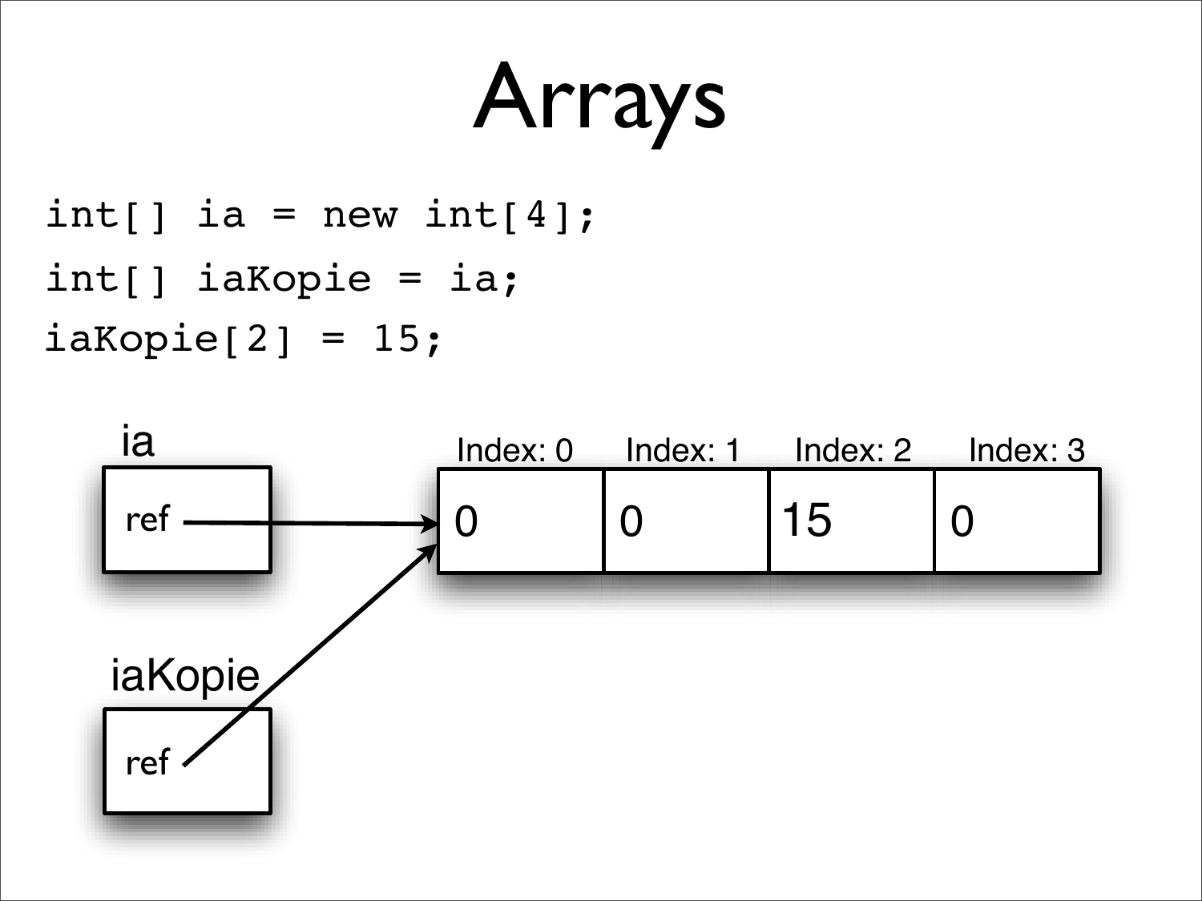# Arrays

```
int[] ia = new int[4];
int[] iaKopie = ia;
iaKopie[2] = 15;
```

ia

ref

iaKopie

ref

| Index: 0 | Index: 1 | Index: 2 | Index: 3 |
|---|---|---|---|
| 0 | 0 | 15 | 0 |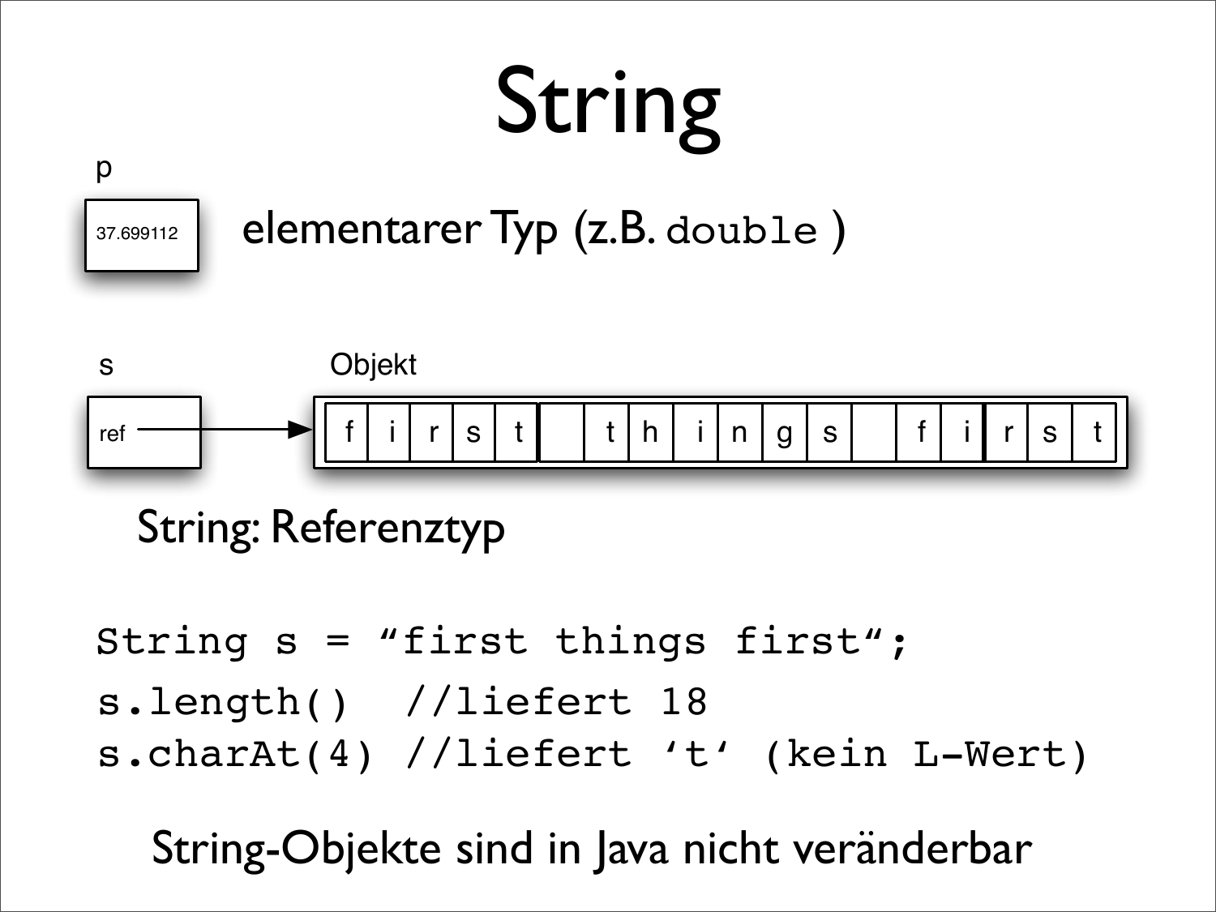# String

p

37.699112

elementarer Typ (z.B. `double` )

s

ref

Objekt

f i r s t   t h i n g s   f i r s t

String: Referenztyp

```
String s = “first things first“;
s.length()  //liefert 18
s.charAt(4) //liefert ‘t‘ (kein L-Wert)
```

String-Objekte sind in Java nicht veränderbar